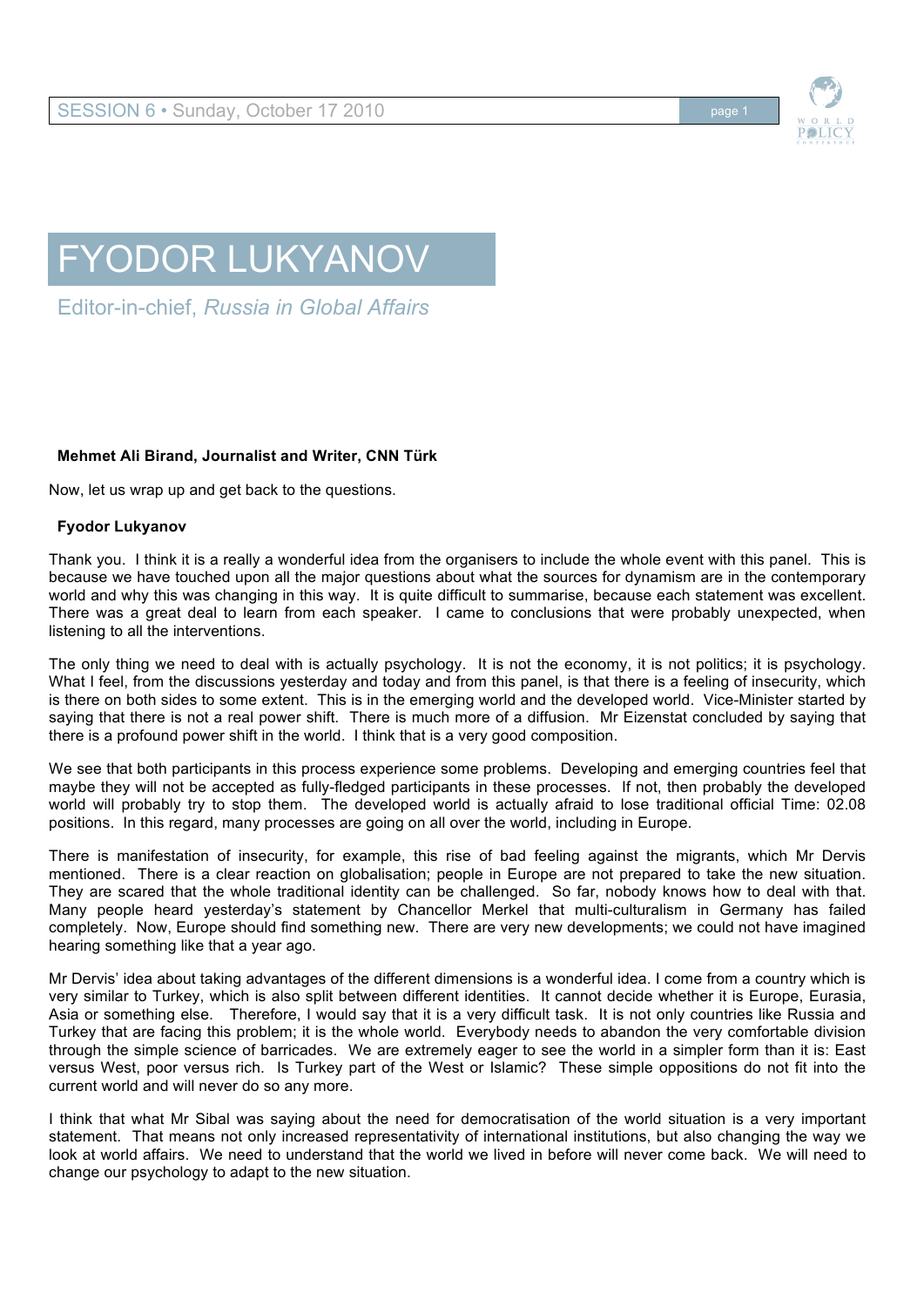# FYODOR LUKYANOV

Editor-in-chief, *Russia in Global Affairs*

**Mehmet Ali Birand, Journalist and Writer, CNN Türk**

Now, let us wrap up and get back to the questions.

**Fyodor Lukyanov**

Thank you. I think it is a really a wonderful idea from the organisers to include the whole event with this panel. This is because we have touched upon all the major questions about what the sources for dynamism are in the contemporary world and why this was changing in this way. It is quite difficult to summarise, because each statement was excellent. There was a great deal to learn from each speaker. I came to conclusions that were probably unexpected, when listening to all the interventions.

The only thing we need to deal with is actually psychology. It is not the economy, it is not politics; it is psychology. What I feel, from the discussions yesterday and today and from this panel, is that there is a feeling of insecurity, which is there on both sides to some extent. This is in the emerging world and the developed world. Vice-Minister started by saying that there is not a real power shift. There is much more of a diffusion. Mr Eizenstat concluded by saying that there is a profound power shift in the world. I think that is a very good composition.

We see that both participants in this process experience some problems. Developing and emerging countries feel that maybe they will not be accepted as fully-fledged participants in these processes. If not, then probably the developed world will probably try to stop them. The developed world is actually afraid to lose traditional official Time: 02.08 positions. In this regard, many processes are going on all over the world, including in Europe.

There is manifestation of insecurity, for example, this rise of bad feeling against the migrants, which Mr Dervis mentioned. There is a clear reaction on globalisation; people in Europe are not prepared to take the new situation. They are scared that the whole traditional identity can be challenged. So far, nobody knows how to deal with that. Many people heard yesterday's statement by Chancellor Merkel that multi-culturalism in Germany has failed completely. Now, Europe should find something new. There are very new developments; we could not have imagined hearing something like that a year ago.

Mr Dervis' idea about taking advantages of the different dimensions is a wonderful idea. I come from a country which is very similar to Turkey, which is also split between different identities. It cannot decide whether it is Europe, Eurasia, Asia or something else. Therefore, I would say that it is a very difficult task. It is not only countries like Russia and Turkey that are facing this problem; it is the whole world. Everybody needs to abandon the very comfortable division through the simple science of barricades. We are extremely eager to see the world in a simpler form than it is: East versus West, poor versus rich. Is Turkey part of the West or Islamic? These simple oppositions do not fit into the current world and will never do so any more.

I think that what Mr Sibal was saying about the need for democratisation of the world situation is a very important statement. That means not only increased representativity of international institutions, but also changing the way we look at world affairs. We need to understand that the world we lived in before will never come back. We will need to change our psychology to adapt to the new situation.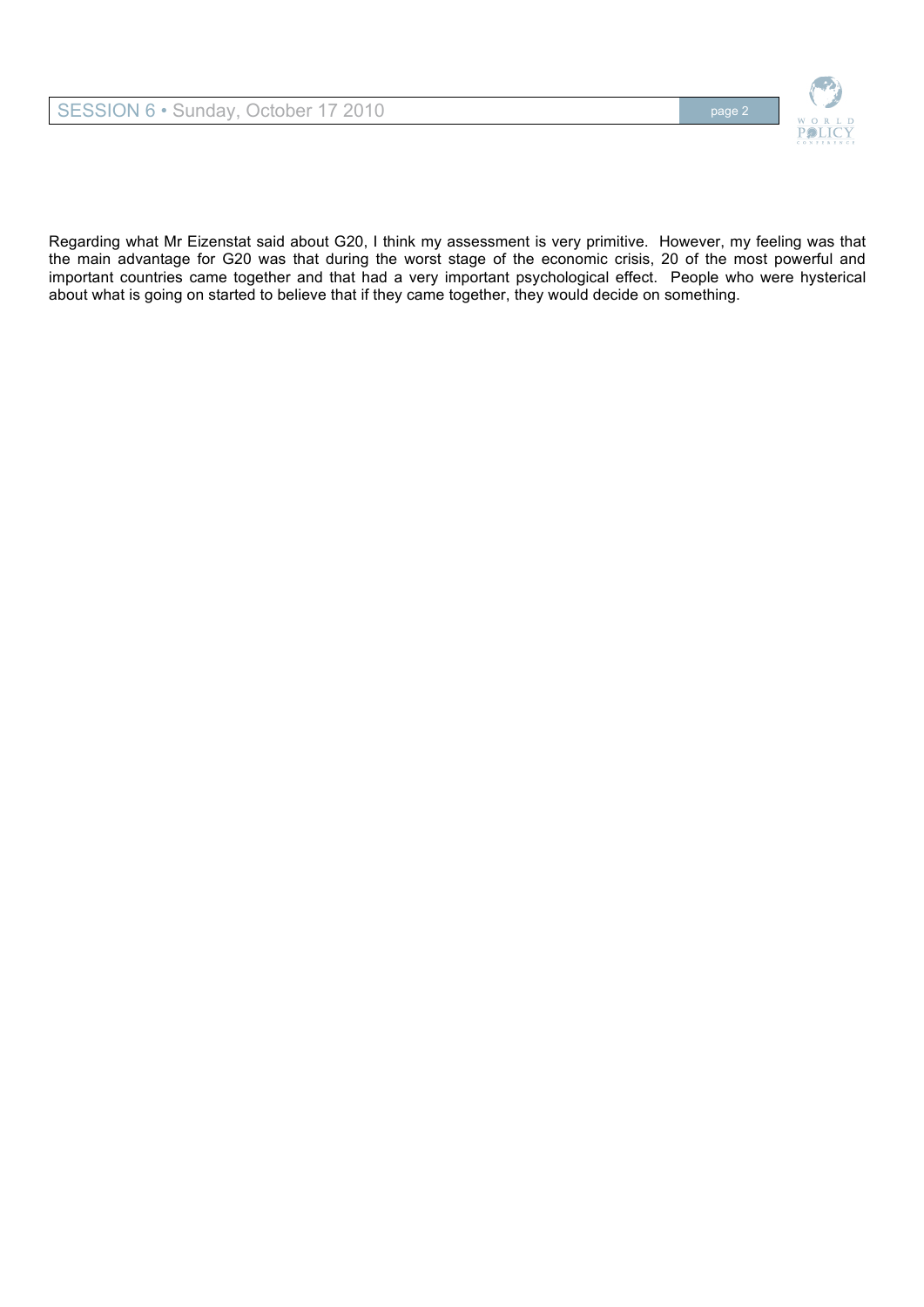Regarding what Mr Eizenstat said about G20, I think my assessment is very primitive. However, my feeling was that the main advantage for G20 was that during the worst stage of the economic crisis, 20 of the most powerful and important countries came together and that had a very important psychological effect. People who were hysterical about what is going on started to believe that if they came together, they would decide on something.